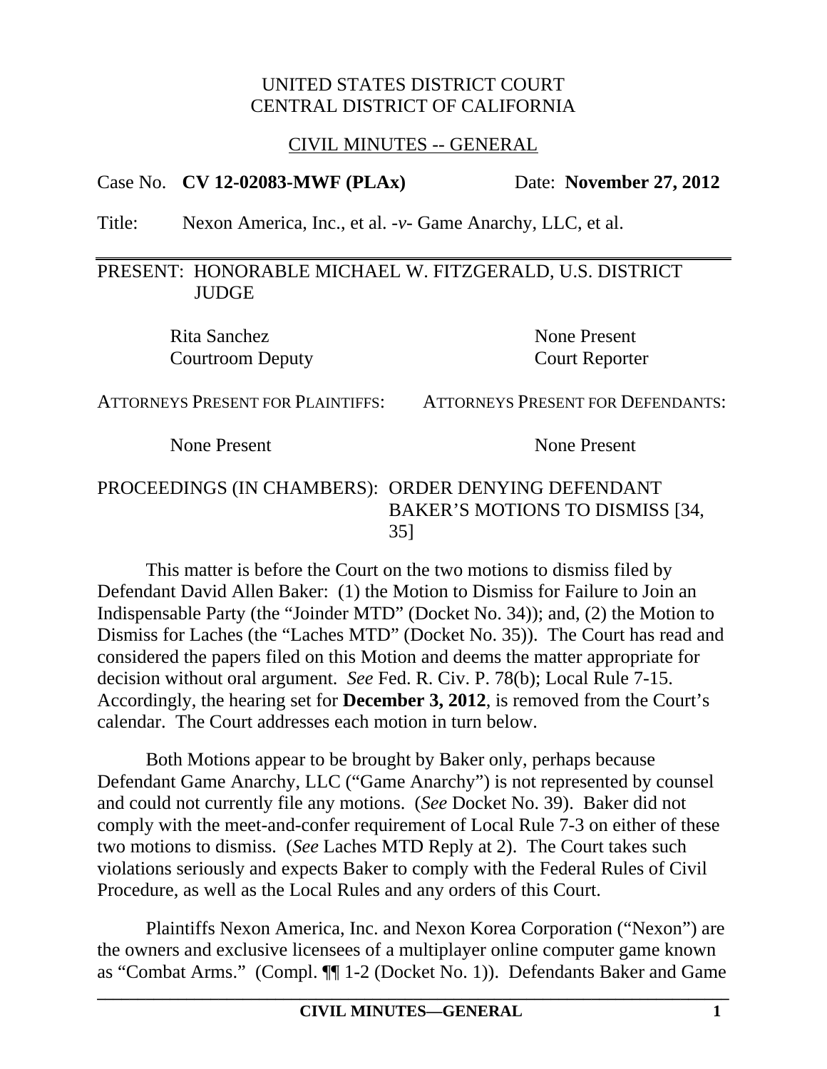UNITED STATES DISTRICT COURT
CENTRAL DISTRICT OF CALIFORNIA

CIVIL MINUTES -- GENERAL

Case No. **CV 12-02083-MWF (PLAx)** Date: **November 27, 2012**

Title: Nexon America, Inc., et al. -*v*- Game Anarchy, LLC, et al.

---

PRESENT: HONORABLE MICHAEL W. FITZGERALD, U.S. DISTRICT JUDGE

| | |
|---|---|
| Rita Sanchez | None Present |
| Courtroom Deputy | Court Reporter |

| ATTORNEYS PRESENT FOR PLAINTIFFS: | ATTORNEYS PRESENT FOR DEFENDANTS: |
|---|---|
| None Present | None Present |

PROCEEDINGS (IN CHAMBERS): ORDER DENYING DEFENDANT BAKER'S MOTIONS TO DISMISS [34, 35]

This matter is before the Court on the two motions to dismiss filed by Defendant David Allen Baker: (1) the Motion to Dismiss for Failure to Join an Indispensable Party (the "Joinder MTD" (Docket No. 34)); and, (2) the Motion to Dismiss for Laches (the "Laches MTD" (Docket No. 35)). The Court has read and considered the papers filed on this Motion and deems the matter appropriate for decision without oral argument. *See* Fed. R. Civ. P. 78(b); Local Rule 7-15. Accordingly, the hearing set for **December 3, 2012**, is removed from the Court's calendar. The Court addresses each motion in turn below.

Both Motions appear to be brought by Baker only, perhaps because Defendant Game Anarchy, LLC ("Game Anarchy") is not represented by counsel and could not currently file any motions. (*See* Docket No. 39). Baker did not comply with the meet-and-confer requirement of Local Rule 7-3 on either of these two motions to dismiss. (*See* Laches MTD Reply at 2). The Court takes such violations seriously and expects Baker to comply with the Federal Rules of Civil Procedure, as well as the Local Rules and any orders of this Court.

Plaintiffs Nexon America, Inc. and Nexon Korea Corporation ("Nexon") are the owners and exclusive licensees of a multiplayer online computer game known as "Combat Arms." (Compl. ¶¶ 1-2 (Docket No. 1)). Defendants Baker and Game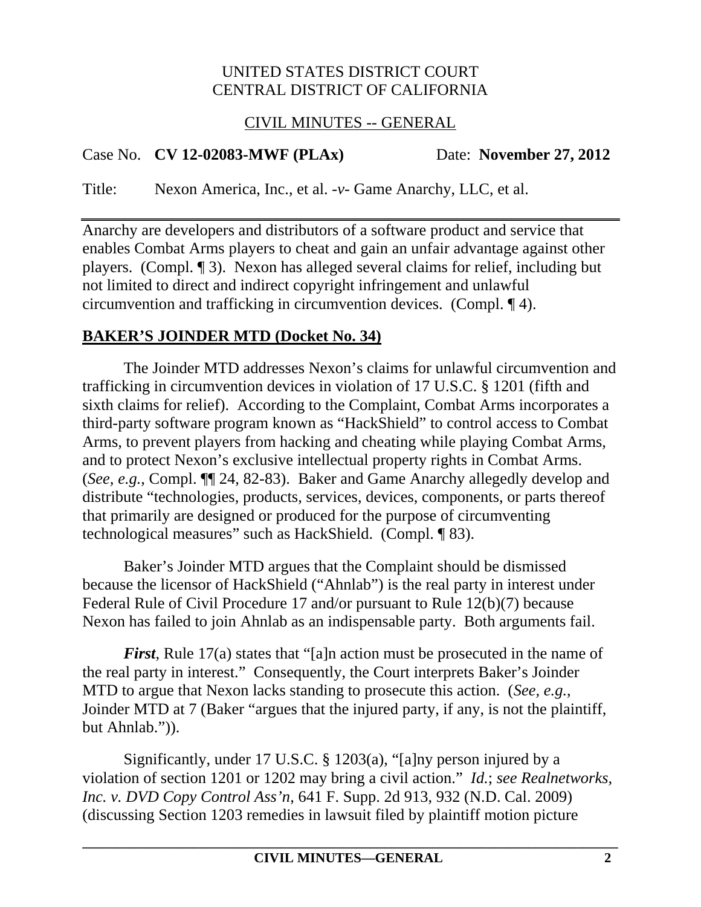Anarchy are developers and distributors of a software product and service that enables Combat Arms players to cheat and gain an unfair advantage against other players. (Compl. ¶ 3). Nexon has alleged several claims for relief, including but not limited to direct and indirect copyright infringement and unlawful circumvention and trafficking in circumvention devices. (Compl. ¶ 4).

## BAKER'S JOINDER MTD (Docket No. 34)

The Joinder MTD addresses Nexon's claims for unlawful circumvention and trafficking in circumvention devices in violation of 17 U.S.C. § 1201 (fifth and sixth claims for relief). According to the Complaint, Combat Arms incorporates a third-party software program known as "HackShield" to control access to Combat Arms, to prevent players from hacking and cheating while playing Combat Arms, and to protect Nexon's exclusive intellectual property rights in Combat Arms. (*See, e.g.*, Compl. ¶¶ 24, 82-83). Baker and Game Anarchy allegedly develop and distribute "technologies, products, services, devices, components, or parts thereof that primarily are designed or produced for the purpose of circumventing technological measures" such as HackShield. (Compl. ¶ 83).

Baker's Joinder MTD argues that the Complaint should be dismissed because the licensor of HackShield ("Ahnlab") is the real party in interest under Federal Rule of Civil Procedure 17 and/or pursuant to Rule 12(b)(7) because Nexon has failed to join Ahnlab as an indispensable party. Both arguments fail.

***First***, Rule 17(a) states that "[a]n action must be prosecuted in the name of the real party in interest." Consequently, the Court interprets Baker's Joinder MTD to argue that Nexon lacks standing to prosecute this action. (*See, e.g.*, Joinder MTD at 7 (Baker "argues that the injured party, if any, is not the plaintiff, but Ahnlab.")).

Significantly, under 17 U.S.C. § 1203(a), "[a]ny person injured by a violation of section 1201 or 1202 may bring a civil action." *Id.*; *see Realnetworks, Inc. v. DVD Copy Control Ass'n*, 641 F. Supp. 2d 913, 932 (N.D. Cal. 2009) (discussing Section 1203 remedies in lawsuit filed by plaintiff motion picture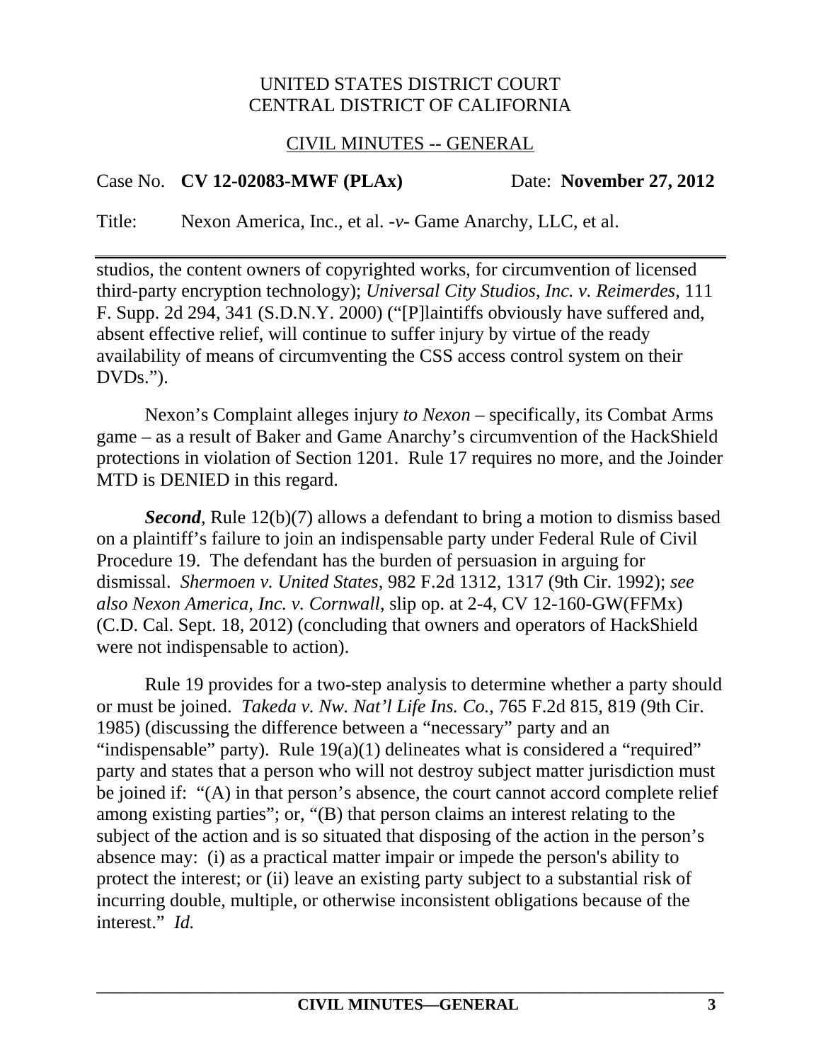studios, the content owners of copyrighted works, for circumvention of licensed third-party encryption technology); *Universal City Studios, Inc. v. Reimerdes*, 111 F. Supp. 2d 294, 341 (S.D.N.Y. 2000) ("[P]laintiffs obviously have suffered and, absent effective relief, will continue to suffer injury by virtue of the ready availability of means of circumventing the CSS access control system on their DVDs.").

Nexon's Complaint alleges injury *to Nexon* – specifically, its Combat Arms game – as a result of Baker and Game Anarchy's circumvention of the HackShield protections in violation of Section 1201. Rule 17 requires no more, and the Joinder MTD is DENIED in this regard.

***Second***, Rule 12(b)(7) allows a defendant to bring a motion to dismiss based on a plaintiff's failure to join an indispensable party under Federal Rule of Civil Procedure 19. The defendant has the burden of persuasion in arguing for dismissal. *Shermoen v. United States*, 982 F.2d 1312, 1317 (9th Cir. 1992); *see also Nexon America, Inc. v. Cornwall*, slip op. at 2-4, CV 12-160-GW(FFMx) (C.D. Cal. Sept. 18, 2012) (concluding that owners and operators of HackShield were not indispensable to action).

Rule 19 provides for a two-step analysis to determine whether a party should or must be joined. *Takeda v. Nw. Nat'l Life Ins. Co.*, 765 F.2d 815, 819 (9th Cir. 1985) (discussing the difference between a "necessary" party and an "indispensable" party). Rule 19(a)(1) delineates what is considered a "required" party and states that a person who will not destroy subject matter jurisdiction must be joined if: "(A) in that person's absence, the court cannot accord complete relief among existing parties"; or, "(B) that person claims an interest relating to the subject of the action and is so situated that disposing of the action in the person's absence may: (i) as a practical matter impair or impede the person's ability to protect the interest; or (ii) leave an existing party subject to a substantial risk of incurring double, multiple, or otherwise inconsistent obligations because of the interest." *Id.*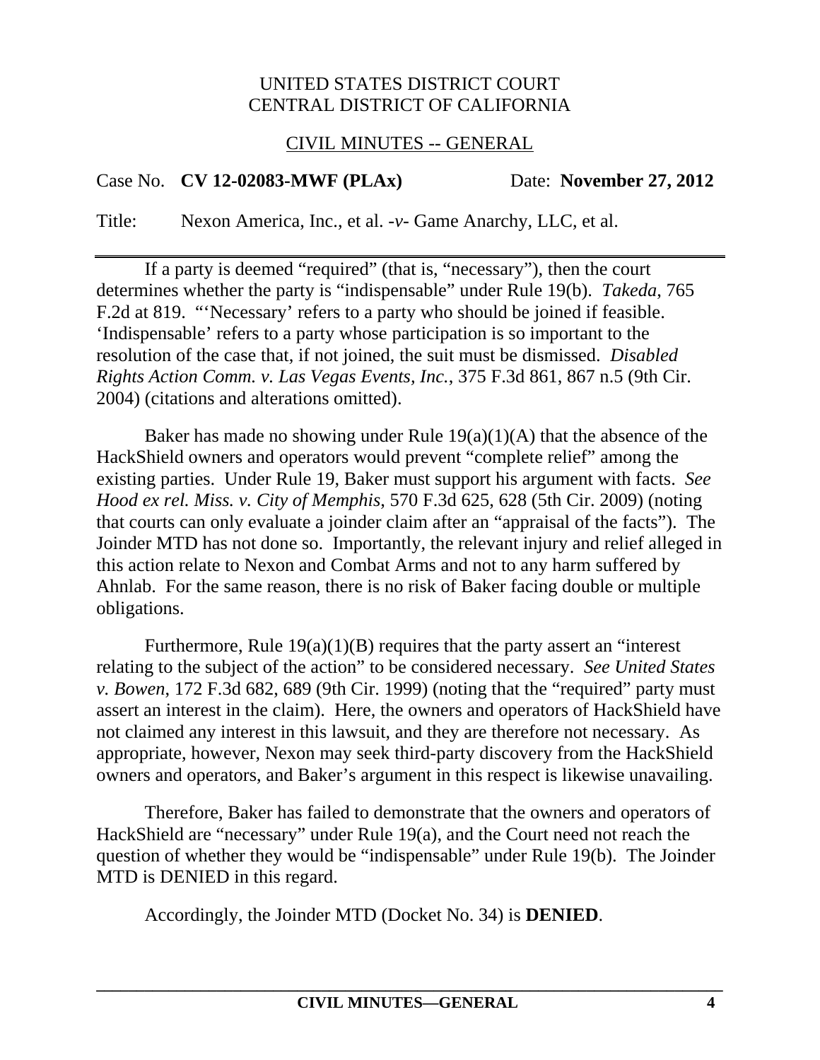If a party is deemed "required" (that is, "necessary"), then the court determines whether the party is "indispensable" under Rule 19(b). *Takeda*, 765 F.2d at 819. "'Necessary' refers to a party who should be joined if feasible. 'Indispensable' refers to a party whose participation is so important to the resolution of the case that, if not joined, the suit must be dismissed. *Disabled Rights Action Comm. v. Las Vegas Events, Inc.*, 375 F.3d 861, 867 n.5 (9th Cir. 2004) (citations and alterations omitted).

Baker has made no showing under Rule 19(a)(1)(A) that the absence of the HackShield owners and operators would prevent "complete relief" among the existing parties. Under Rule 19, Baker must support his argument with facts. *See Hood ex rel. Miss. v. City of Memphis*, 570 F.3d 625, 628 (5th Cir. 2009) (noting that courts can only evaluate a joinder claim after an "appraisal of the facts"). The Joinder MTD has not done so. Importantly, the relevant injury and relief alleged in this action relate to Nexon and Combat Arms and not to any harm suffered by Ahnlab. For the same reason, there is no risk of Baker facing double or multiple obligations.

Furthermore, Rule 19(a)(1)(B) requires that the party assert an "interest relating to the subject of the action" to be considered necessary. *See United States v. Bowen*, 172 F.3d 682, 689 (9th Cir. 1999) (noting that the "required" party must assert an interest in the claim). Here, the owners and operators of HackShield have not claimed any interest in this lawsuit, and they are therefore not necessary. As appropriate, however, Nexon may seek third-party discovery from the HackShield owners and operators, and Baker's argument in this respect is likewise unavailing.

Therefore, Baker has failed to demonstrate that the owners and operators of HackShield are "necessary" under Rule 19(a), and the Court need not reach the question of whether they would be "indispensable" under Rule 19(b). The Joinder MTD is DENIED in this regard.

Accordingly, the Joinder MTD (Docket No. 34) is **DENIED**.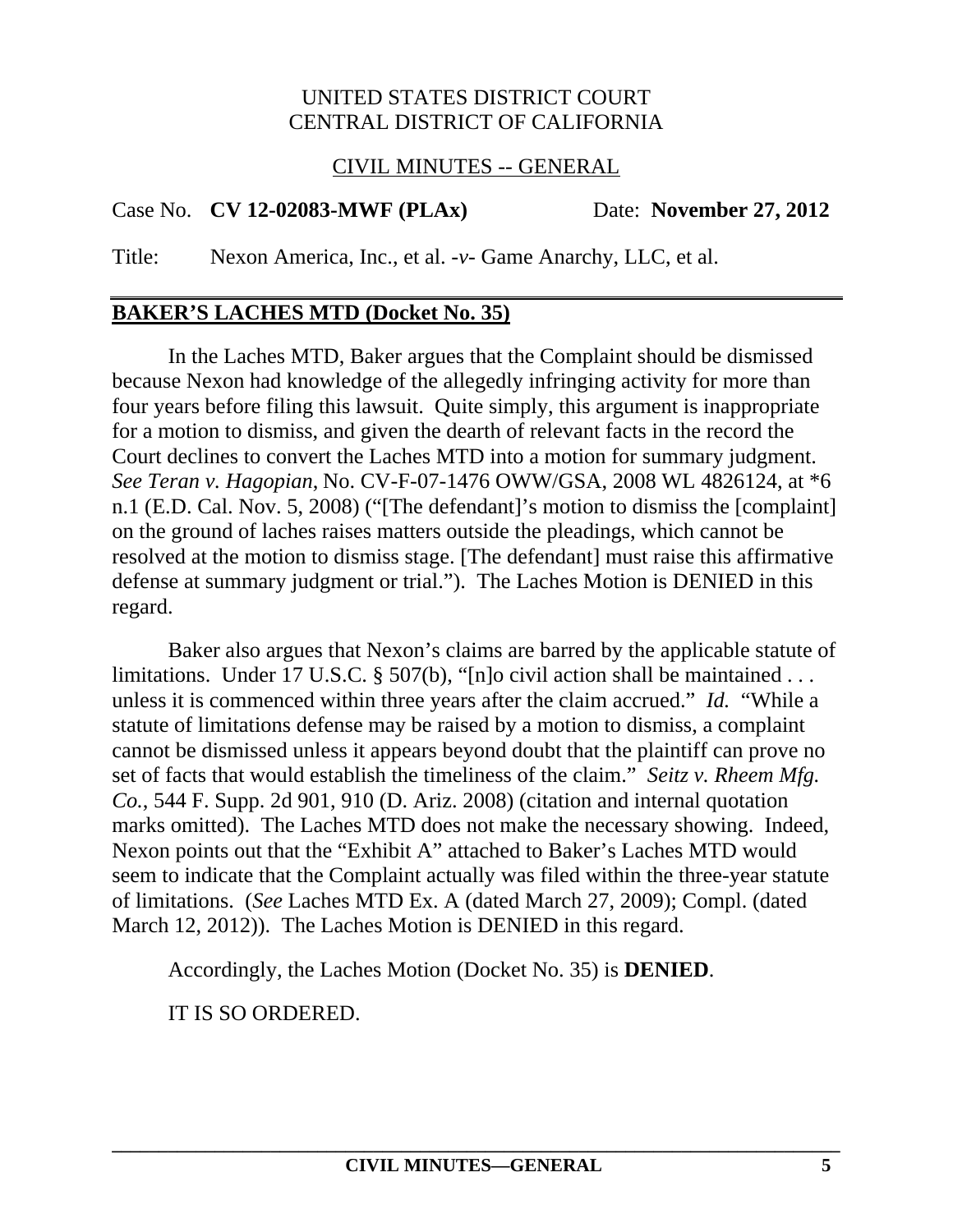UNITED STATES DISTRICT COURT
CENTRAL DISTRICT OF CALIFORNIA

CIVIL MINUTES -- GENERAL

Case No. **CV 12-02083-MWF (PLAx)** Date: **November 27, 2012**

Title: Nexon America, Inc., et al. -*v*- Game Anarchy, LLC, et al.

---

**BAKER'S LACHES MTD (Docket No. 35)**

In the Laches MTD, Baker argues that the Complaint should be dismissed because Nexon had knowledge of the allegedly infringing activity for more than four years before filing this lawsuit. Quite simply, this argument is inappropriate for a motion to dismiss, and given the dearth of relevant facts in the record the Court declines to convert the Laches MTD into a motion for summary judgment. *See Teran v. Hagopian*, No. CV-F-07-1476 OWW/GSA, 2008 WL 4826124, at *6 n.1 (E.D. Cal. Nov. 5, 2008) ("[The defendant]'s motion to dismiss the [complaint] on the ground of laches raises matters outside the pleadings, which cannot be resolved at the motion to dismiss stage. [The defendant] must raise this affirmative defense at summary judgment or trial."). The Laches Motion is DENIED in this regard.

Baker also argues that Nexon's claims are barred by the applicable statute of limitations. Under 17 U.S.C. § 507(b), "[n]o civil action shall be maintained . . . unless it is commenced within three years after the claim accrued." *Id.* "While a statute of limitations defense may be raised by a motion to dismiss, a complaint cannot be dismissed unless it appears beyond doubt that the plaintiff can prove no set of facts that would establish the timeliness of the claim." *Seitz v. Rheem Mfg. Co.*, 544 F. Supp. 2d 901, 910 (D. Ariz. 2008) (citation and internal quotation marks omitted). The Laches MTD does not make the necessary showing. Indeed, Nexon points out that the "Exhibit A" attached to Baker's Laches MTD would seem to indicate that the Complaint actually was filed within the three-year statute of limitations. (*See* Laches MTD Ex. A (dated March 27, 2009); Compl. (dated March 12, 2012)). The Laches Motion is DENIED in this regard.

Accordingly, the Laches Motion (Docket No. 35) is **DENIED**.

IT IS SO ORDERED.